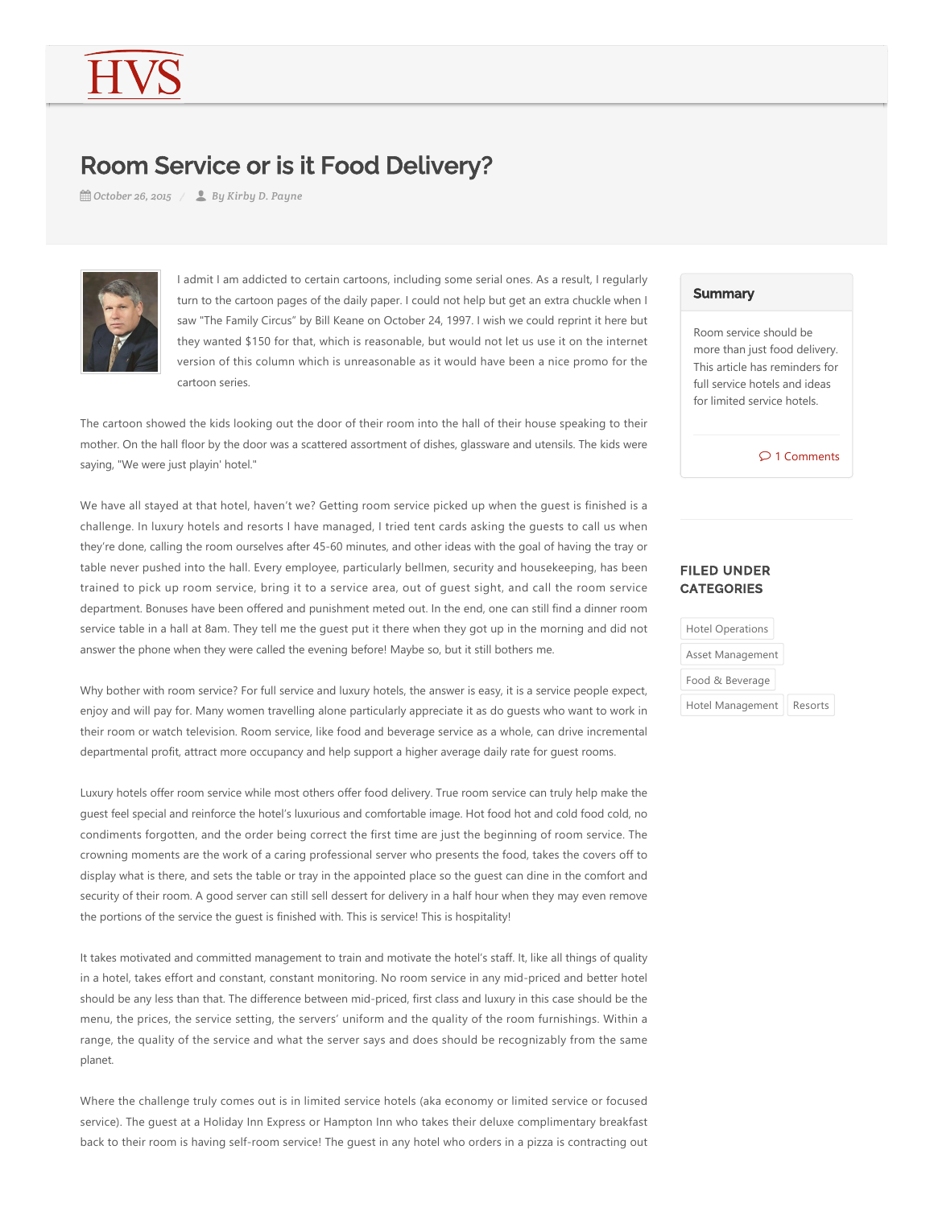HVS

# Room Service or is it Food Delivery?

*October 26, 2015* / *By Kirby D. Payne*

I admit I am addicted to certain cartoons, including some serial ones. As a result, I regularly turn to the cartoon pages of the daily paper. I could not help but get an extra chuckle when I saw "The Family Circus" by Bill Keane on October 24, 1997. I wish we could reprint it here but they wanted $150 for that, which is reasonable, but would not let us use it on the internet version of this column which is unreasonable as it would have been a nice promo for the cartoon series.

The cartoon showed the kids looking out the door of their room into the hall of their house speaking to their mother. On the hall floor by the door was a scattered assortment of dishes, glassware and utensils. The kids were saying, "We were just playin' hotel."

We have all stayed at that hotel, haven't we? Getting room service picked up when the guest is finished is a challenge. In luxury hotels and resorts I have managed, I tried tent cards asking the guests to call us when they're done, calling the room ourselves after 45-60 minutes, and other ideas with the goal of having the tray or table never pushed into the hall. Every employee, particularly bellmen, security and housekeeping, has been trained to pick up room service, bring it to a service area, out of guest sight, and call the room service department. Bonuses have been offered and punishment meted out. In the end, one can still find a dinner room service table in a hall at 8am. They tell me the guest put it there when they got up in the morning and did not answer the phone when they were called the evening before! Maybe so, but it still bothers me.

Why bother with room service? For full service and luxury hotels, the answer is easy, it is a service people expect, enjoy and will pay for. Many women travelling alone particularly appreciate it as do guests who want to work in their room or watch television. Room service, like food and beverage service as a whole, can drive incremental departmental profit, attract more occupancy and help support a higher average daily rate for guest rooms.

Luxury hotels offer room service while most others offer food delivery. True room service can truly help make the guest feel special and reinforce the hotel's luxurious and comfortable image. Hot food hot and cold food cold, no condiments forgotten, and the order being correct the first time are just the beginning of room service. The crowning moments are the work of a caring professional server who presents the food, takes the covers off to display what is there, and sets the table or tray in the appointed place so the guest can dine in the comfort and security of their room. A good server can still sell dessert for delivery in a half hour when they may even remove the portions of the service the guest is finished with. This is service! This is hospitality!

It takes motivated and committed management to train and motivate the hotel's staff. It, like all things of quality in a hotel, takes effort and constant, constant monitoring. No room service in any mid-priced and better hotel should be any less than that. The difference between mid-priced, first class and luxury in this case should be the menu, the prices, the service setting, the servers' uniform and the quality of the room furnishings. Within a range, the quality of the service and what the server says and does should be recognizably from the same planet.

Where the challenge truly comes out is in limited service hotels (aka economy or limited service or focused service). The guest at a Holiday Inn Express or Hampton Inn who takes their deluxe complimentary breakfast back to their room is having self-room service! The guest in any hotel who orders in a pizza is contracting out

## Summary

Room service should be more than just food delivery. This article has reminders for full service hotels and ideas for limited service hotels.

1 Comments

## FILED UNDER CATEGORIES

Hotel Operations

Asset Management

Food & Beverage

Hotel Management

Resorts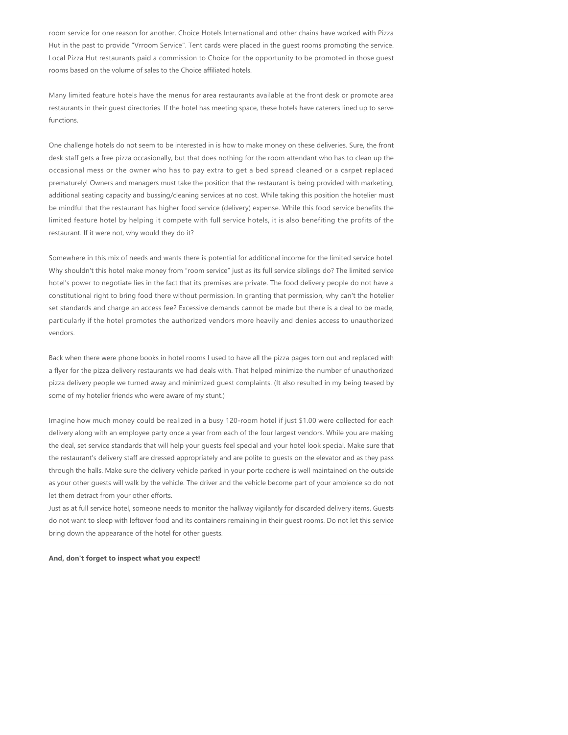room service for one reason for another. Choice Hotels International and other chains have worked with Pizza Hut in the past to provide "Vrroom Service". Tent cards were placed in the guest rooms promoting the service. Local Pizza Hut restaurants paid a commission to Choice for the opportunity to be promoted in those guest rooms based on the volume of sales to the Choice affiliated hotels.

Many limited feature hotels have the menus for area restaurants available at the front desk or promote area restaurants in their guest directories. If the hotel has meeting space, these hotels have caterers lined up to serve functions.

One challenge hotels do not seem to be interested in is how to make money on these deliveries. Sure, the front desk staff gets a free pizza occasionally, but that does nothing for the room attendant who has to clean up the occasional mess or the owner who has to pay extra to get a bed spread cleaned or a carpet replaced prematurely! Owners and managers must take the position that the restaurant is being provided with marketing, additional seating capacity and bussing/cleaning services at no cost. While taking this position the hotelier must be mindful that the restaurant has higher food service (delivery) expense. While this food service benefits the limited feature hotel by helping it compete with full service hotels, it is also benefiting the profits of the restaurant. If it were not, why would they do it?

Somewhere in this mix of needs and wants there is potential for additional income for the limited service hotel. Why shouldn't this hotel make money from "room service" just as its full service siblings do? The limited service hotel's power to negotiate lies in the fact that its premises are private. The food delivery people do not have a constitutional right to bring food there without permission. In granting that permission, why can't the hotelier set standards and charge an access fee? Excessive demands cannot be made but there is a deal to be made, particularly if the hotel promotes the authorized vendors more heavily and denies access to unauthorized vendors.

Back when there were phone books in hotel rooms I used to have all the pizza pages torn out and replaced with a flyer for the pizza delivery restaurants we had deals with. That helped minimize the number of unauthorized pizza delivery people we turned away and minimized guest complaints. (It also resulted in my being teased by some of my hotelier friends who were aware of my stunt.)

Imagine how much money could be realized in a busy 120-room hotel if just $1.00 were collected for each delivery along with an employee party once a year from each of the four largest vendors. While you are making the deal, set service standards that will help your guests feel special and your hotel look special. Make sure that the restaurant's delivery staff are dressed appropriately and are polite to guests on the elevator and as they pass through the halls. Make sure the delivery vehicle parked in your porte cochere is well maintained on the outside as your other guests will walk by the vehicle. The driver and the vehicle become part of your ambience so do not let them detract from your other efforts.

Just as at full service hotel, someone needs to monitor the hallway vigilantly for discarded delivery items. Guests do not want to sleep with leftover food and its containers remaining in their guest rooms. Do not let this service bring down the appearance of the hotel for other guests.

**And, don't forget to inspect what you expect!**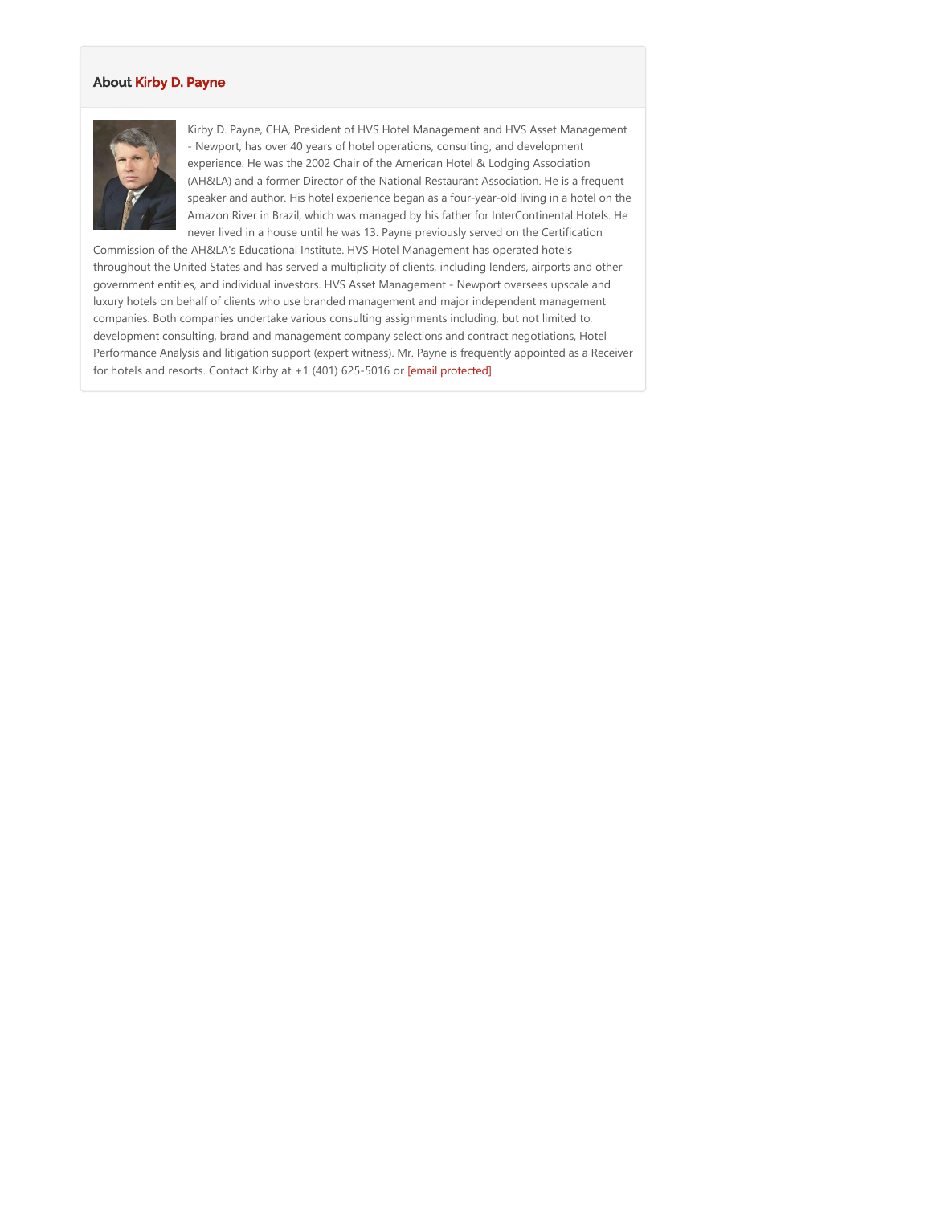### About Kirby D. Payne

Kirby D. Payne, CHA, President of HVS Hotel Management and HVS Asset Management - Newport, has over 40 years of hotel operations, consulting, and development experience. He was the 2002 Chair of the American Hotel & Lodging Association (AH&LA) and a former Director of the National Restaurant Association. He is a frequent speaker and author. His hotel experience began as a four-year-old living in a hotel on the Amazon River in Brazil, which was managed by his father for InterContinental Hotels. He never lived in a house until he was 13. Payne previously served on the Certification Commission of the AH&LA's Educational Institute. HVS Hotel Management has operated hotels throughout the United States and has served a multiplicity of clients, including lenders, airports and other government entities, and individual investors. HVS Asset Management - Newport oversees upscale and luxury hotels on behalf of clients who use branded management and major independent management companies. Both companies undertake various consulting assignments including, but not limited to, development consulting, brand and management company selections and contract negotiations, Hotel Performance Analysis and litigation support (expert witness). Mr. Payne is frequently appointed as a Receiver for hotels and resorts. Contact Kirby at +1 (401) 625-5016 or [email protected].